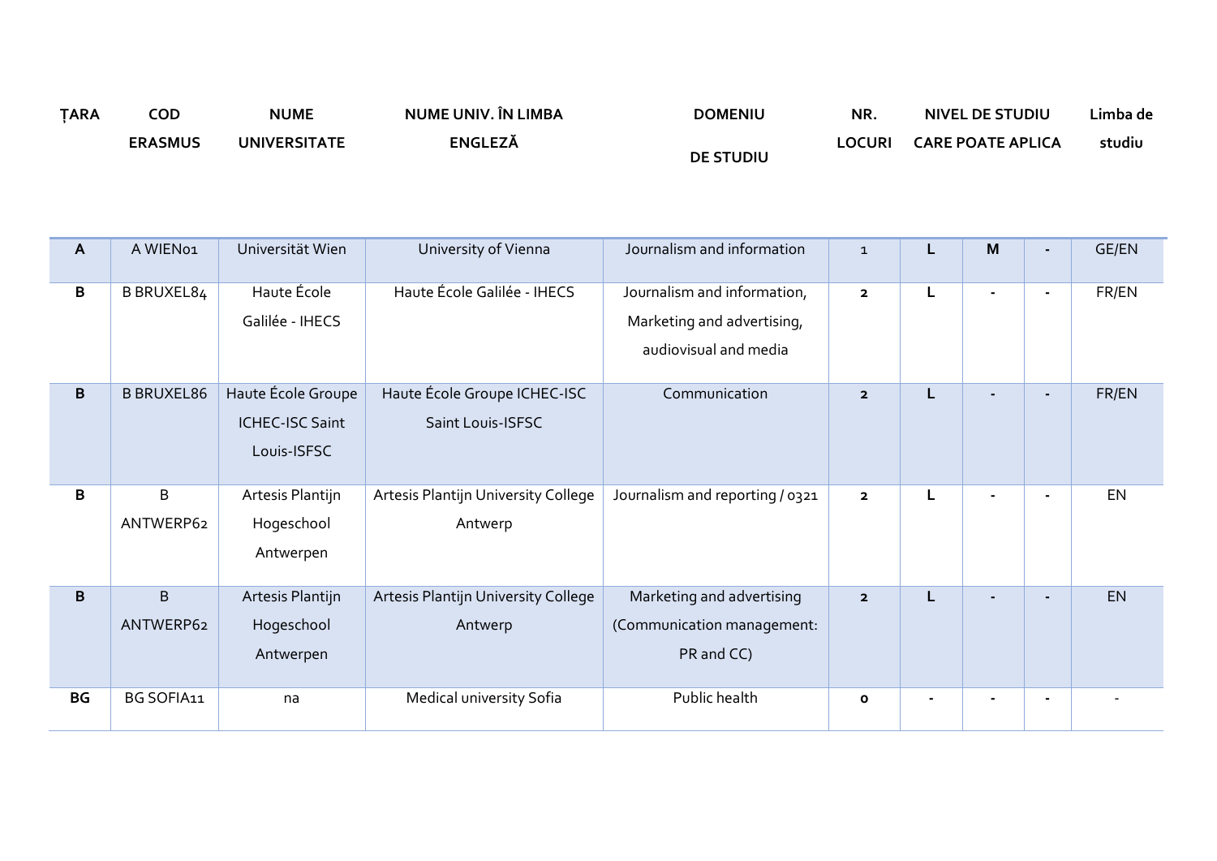| ȚARA | COD ERASMUS | NUME UNIVERSITATE | NUME UNIV. ÎN LIMBA ENGLEZĂ | DOMENIU DE STUDIU | NR. LOCURI | NIVEL DE STUDIU CARE POATE APLICA | | | Limba de studiu |
|---|---|---|---|---|---|---|---|---|---|
| A | A WIEN01 | Universität Wien | University of Vienna | Journalism and information | 1 | L | M | - | GE/EN |
| B | B BRUXEL84 | Haute École Galilée - IHECS | Haute École Galilée - IHECS | Journalism and information, Marketing and advertising, audiovisual and media | 2 | L | - | - | FR/EN |
| B | B BRUXEL86 | Haute École Groupe ICHEC-ISC Saint Louis-ISFSC | Haute École Groupe ICHEC-ISC Saint Louis-ISFSC | Communication | 2 | L | - | - | FR/EN |
| B | B ANTWERP62 | Artesis Plantijn Hogeschool Antwerpen | Artesis Plantijn University College Antwerp | Journalism and reporting / 0321 | 2 | L | - | - | EN |
| B | B ANTWERP62 | Artesis Plantijn Hogeschool Antwerpen | Artesis Plantijn University College Antwerp | Marketing and advertising (Communication management: PR and CC) | 2 | L | - | - | EN |
| BG | BG SOFIA11 | na | Medical university Sofia | Public health | 0 | - | - | - | - |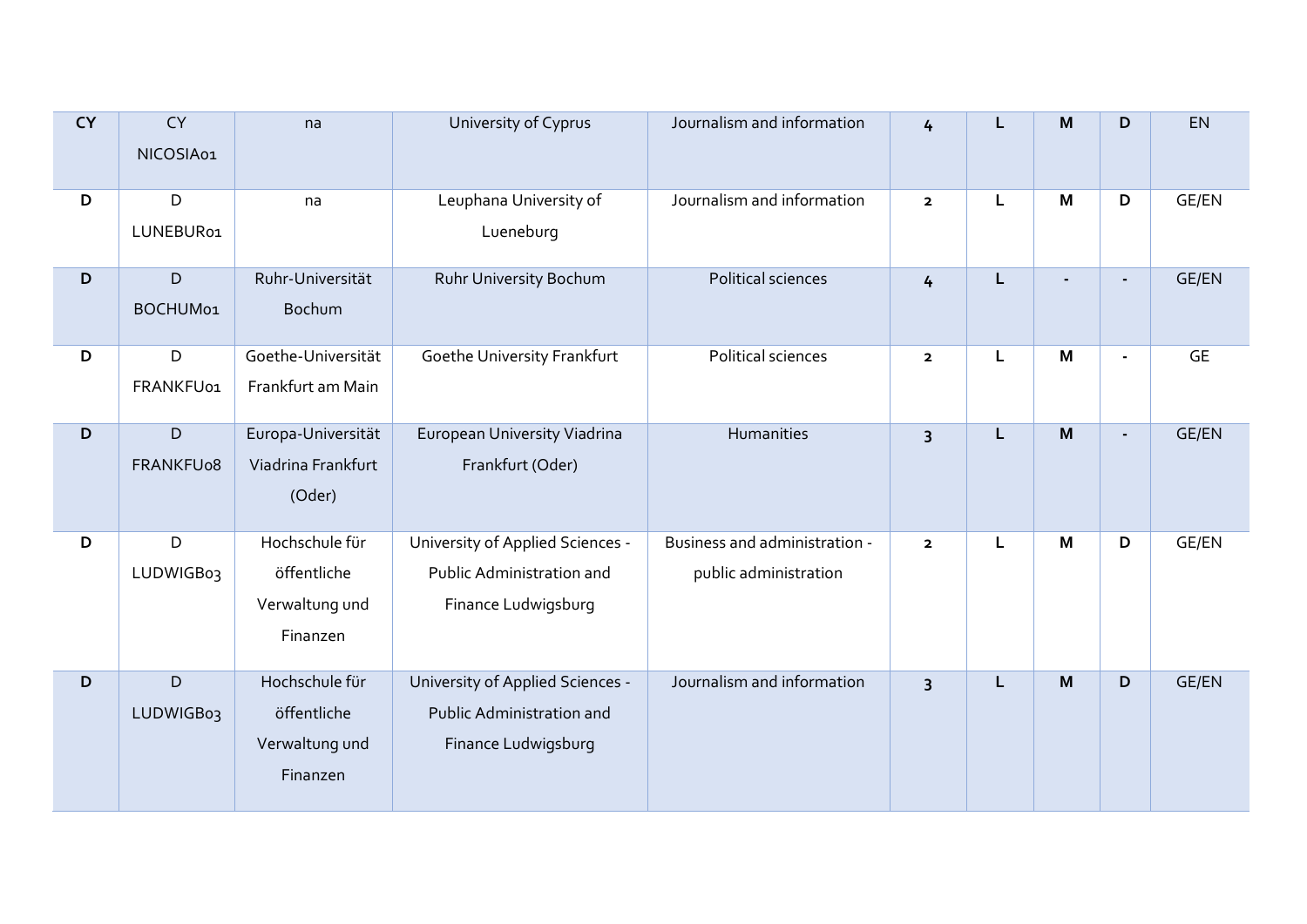| CY | CY NICOSIA01 | na | University of Cyprus | Journalism and information | 4 | L | M | D | EN |
|---|---|---|---|---|---|---|---|---|---|
| D | D LUNEBUR01 | na | Leuphana University of Lueneburg | Journalism and information | 2 | L | M | D | GE/EN |
| D | D BOCHUM01 | Ruhr-Universität Bochum | Ruhr University Bochum | Political sciences | 4 | L | - | - | GE/EN |
| D | D FRANKFU01 | Goethe-Universität Frankfurt am Main | Goethe University Frankfurt | Political sciences | 2 | L | M | - | GE |
| D | D FRANKFU08 | Europa-Universität Viadrina Frankfurt (Oder) | European University Viadrina Frankfurt (Oder) | Humanities | 3 | L | M | - | GE/EN |
| D | D LUDWIGB03 | Hochschule für öffentliche Verwaltung und Finanzen | University of Applied Sciences - Public Administration and Finance Ludwigsburg | Business and administration - public administration | 2 | L | M | D | GE/EN |
| D | D LUDWIGB03 | Hochschule für öffentliche Verwaltung und Finanzen | University of Applied Sciences - Public Administration and Finance Ludwigsburg | Journalism and information | 3 | L | M | D | GE/EN |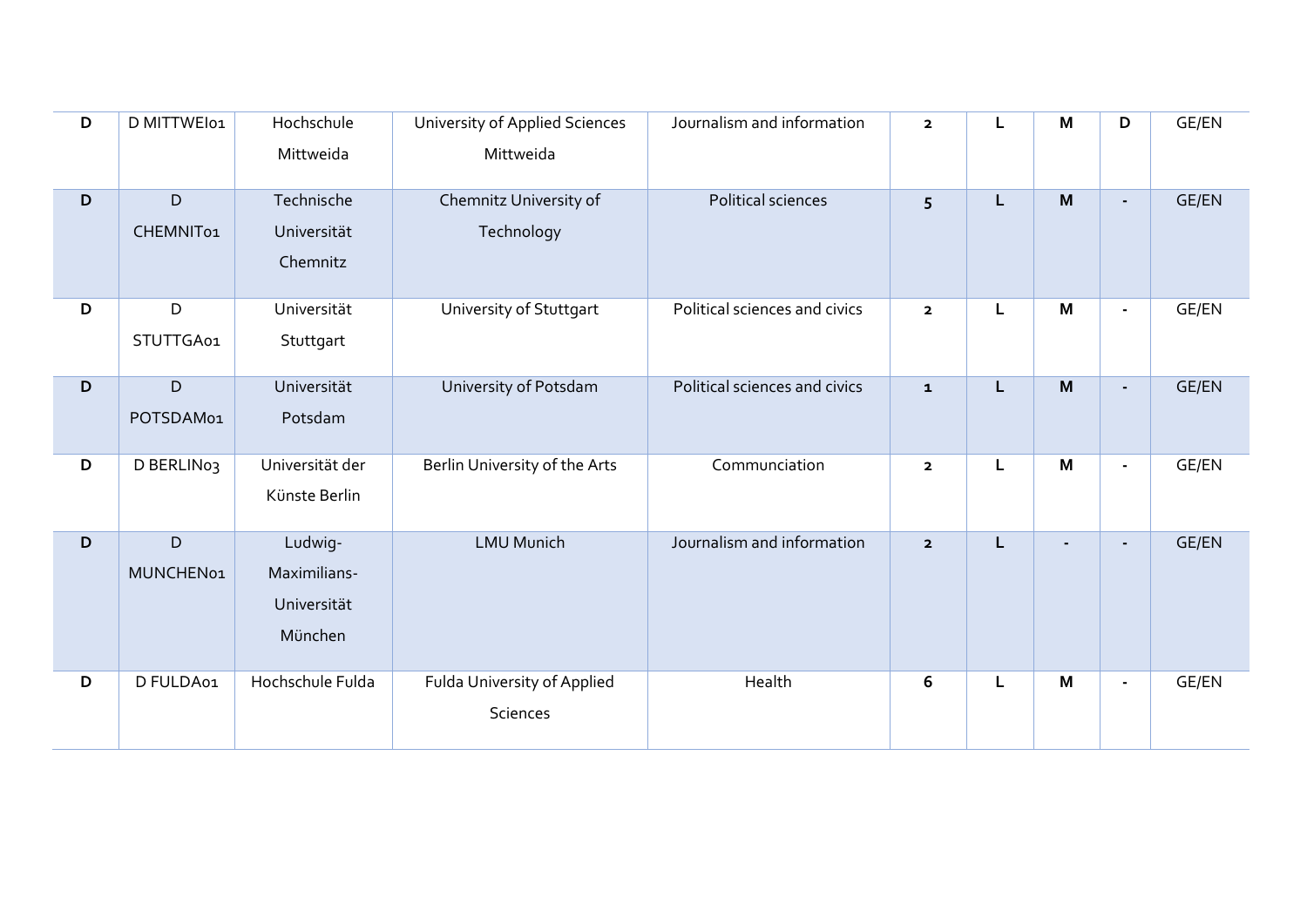| | | | | | | | | | |
|---|---|---|---|---|---|---|---|---|---|
| **D** | D MITTWEI01 | Hochschule Mittweida | University of Applied Sciences Mittweida | Journalism and information | **2** | **L** | **M** | **D** | GE/EN |
| **D** | D CHEMNIT01 | Technische Universität Chemnitz | Chemnitz University of Technology | Political sciences | **5** | **L** | **M** | **-** | GE/EN |
| **D** | D STUTTGA01 | Universität Stuttgart | University of Stuttgart | Political sciences and civics | **2** | **L** | **M** | **-** | GE/EN |
| **D** | D POTSDAM01 | Universität Potsdam | University of Potsdam | Political sciences and civics | **1** | **L** | **M** | **-** | GE/EN |
| **D** | D BERLIN03 | Universität der Künste Berlin | Berlin University of the Arts | Communciation | **2** | **L** | **M** | **-** | GE/EN |
| **D** | D MUNCHEN01 | Ludwig-Maximilians-Universität München | LMU Munich | Journalism and information | **2** | **L** | **-** | **-** | GE/EN |
| **D** | D FULDA01 | Hochschule Fulda | Fulda University of Applied Sciences | Health | **6** | **L** | **M** | **-** | GE/EN |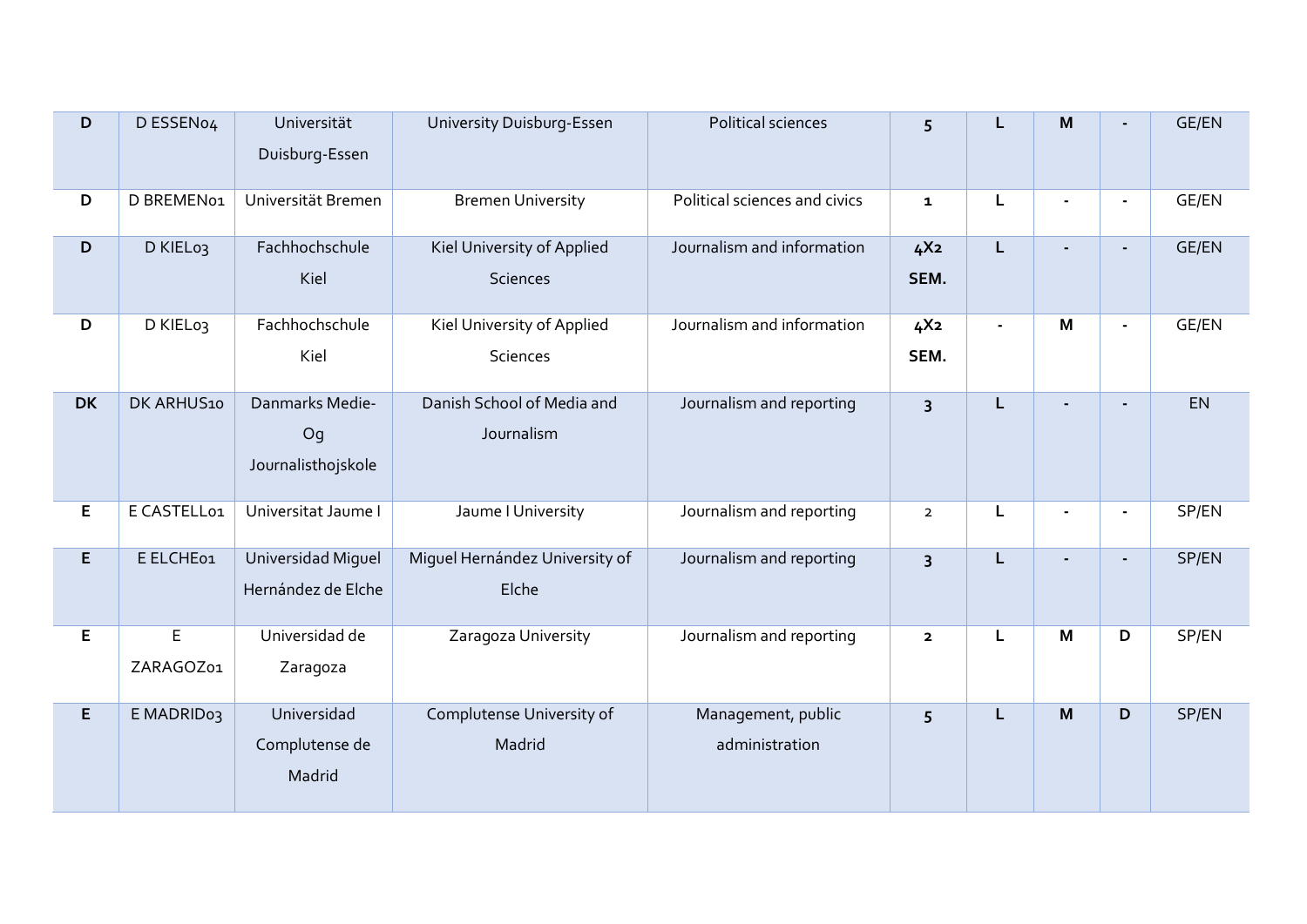| | | | | | | | | | |
|---|---|---|---|---|---|---|---|---|---|
| **D** | D ESSEN04 | Universität Duisburg-Essen | University Duisburg-Essen | Political sciences | **5** | **L** | **M** | **-** | GE/EN |
| **D** | D BREMEN01 | Universität Bremen | Bremen University | Political sciences and civics | **1** | **L** | **-** | **-** | GE/EN |
| **D** | D KIEL03 | Fachhochschule Kiel | Kiel University of Applied Sciences | Journalism and information | **4X2 SEM.** | **L** | **-** | **-** | GE/EN |
| **D** | D KIEL03 | Fachhochschule Kiel | Kiel University of Applied Sciences | Journalism and information | **4X2 SEM.** | **-** | **M** | **-** | GE/EN |
| **DK** | DK ARHUS10 | Danmarks Medie-Og Journalisthojskole | Danish School of Media and Journalism | Journalism and reporting | **3** | **L** | **-** | **-** | EN |
| **E** | E CASTELL01 | Universitat Jaume I | Jaume I University | Journalism and reporting | 2 | **L** | **-** | **-** | SP/EN |
| **E** | E ELCHE01 | Universidad Miguel Hernández de Elche | Miguel Hernández University of Elche | Journalism and reporting | **3** | **L** | **-** | **-** | SP/EN |
| **E** | E ZARAGOZ01 | Universidad de Zaragoza | Zaragoza University | Journalism and reporting | **2** | **L** | **M** | **D** | SP/EN |
| **E** | E MADRID03 | Universidad Complutense de Madrid | Complutense University of Madrid | Management, public administration | **5** | **L** | **M** | **D** | SP/EN |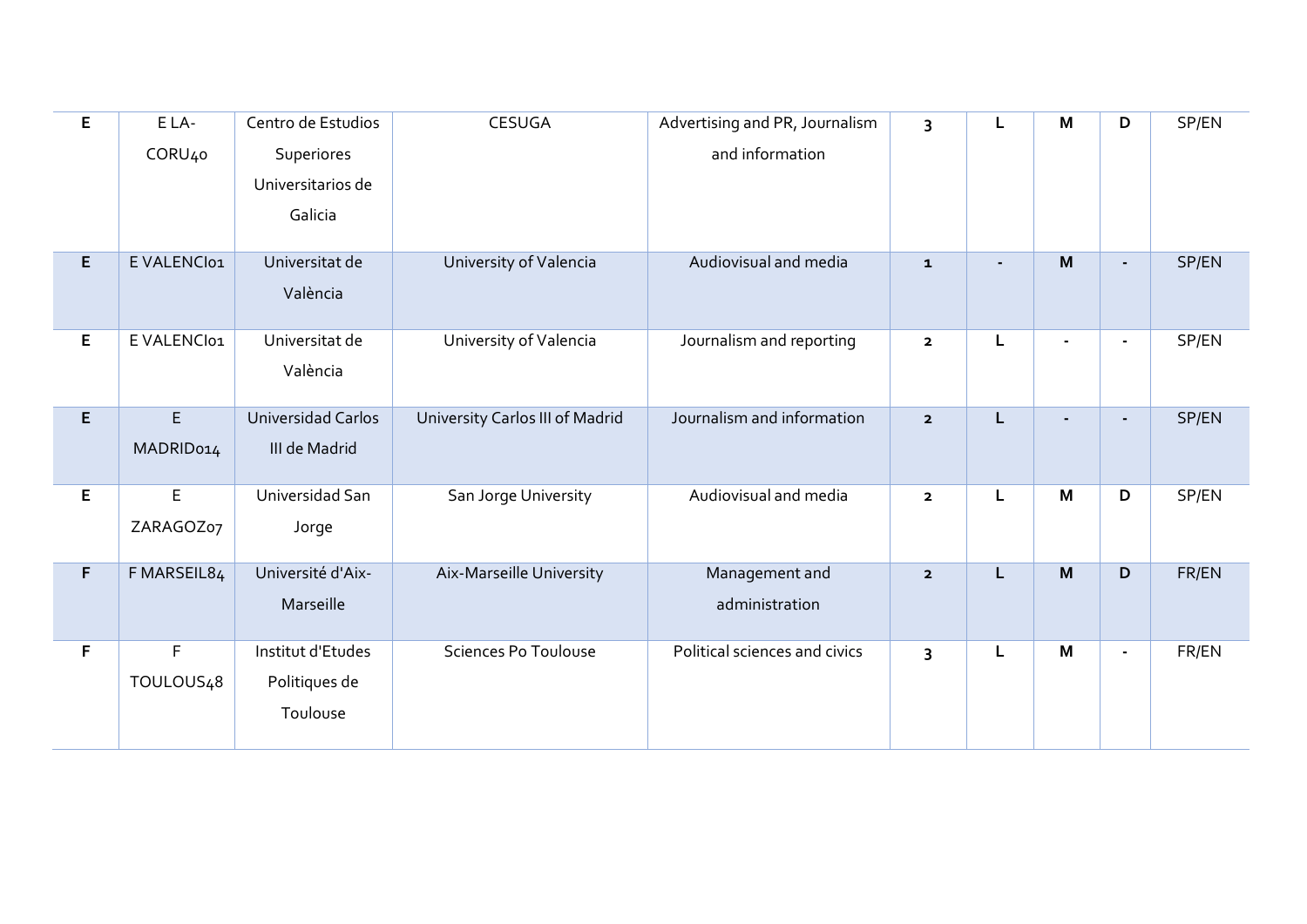| E | E LA-CORU40 | Centro de Estudios Superiores Universitarios de Galicia | CESUGA | Advertising and PR, Journalism and information | 3 | L | M | D | SP/EN |
|---|---|---|---|---|---|---|---|---|---|
| E | E VALENCIO1 | Universitat de València | University of Valencia | Audiovisual and media | 1 | - | M | - | SP/EN |
| E | E VALENCIO1 | Universitat de València | University of Valencia | Journalism and reporting | 2 | L | - | - | SP/EN |
| E | E MADRID014 | Universidad Carlos III de Madrid | University Carlos III of Madrid | Journalism and information | 2 | L | - | - | SP/EN |
| E | E ZARAGOZ07 | Universidad San Jorge | San Jorge University | Audiovisual and media | 2 | L | M | D | SP/EN |
| F | F MARSEIL84 | Université d'Aix-Marseille | Aix-Marseille University | Management and administration | 2 | L | M | D | FR/EN |
| F | F TOULOUS48 | Institut d'Etudes Politiques de Toulouse | Sciences Po Toulouse | Political sciences and civics | 3 | L | M | - | FR/EN |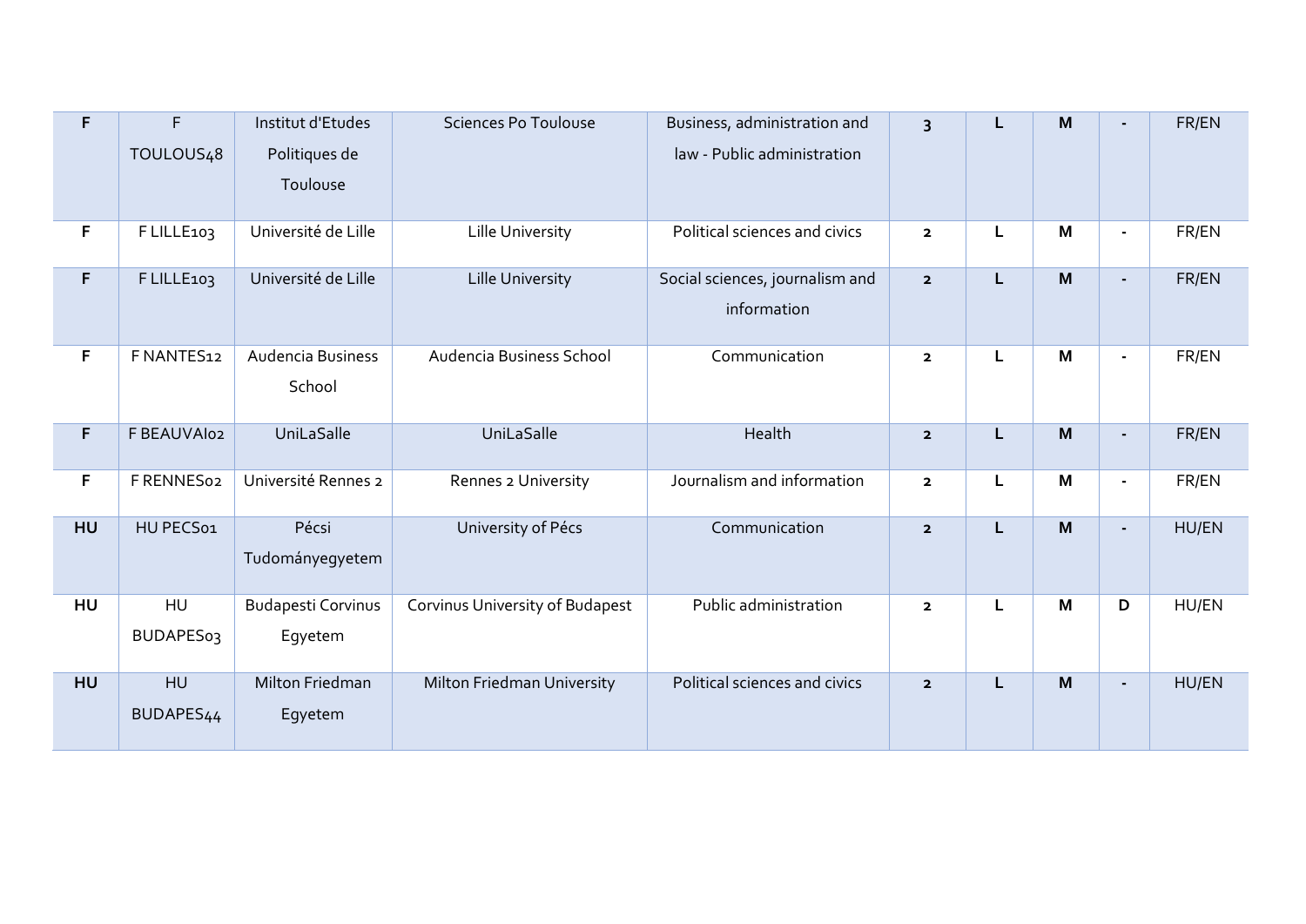| F | F TOULOUS48 | Institut d'Etudes Politiques de Toulouse | Sciences Po Toulouse | Business, administration and law - Public administration | 3 | L | M | - | FR/EN |
|---|---|---|---|---|---|---|---|---|---|
| F | F LILLE103 | Université de Lille | Lille University | Political sciences and civics | 2 | L | M | - | FR/EN |
| F | F LILLE103 | Université de Lille | Lille University | Social sciences, journalism and information | 2 | L | M | - | FR/EN |
| F | F NANTES12 | Audencia Business School | Audencia Business School | Communication | 2 | L | M | - | FR/EN |
| F | F BEAUVAI02 | UniLaSalle | UniLaSalle | Health | 2 | L | M | - | FR/EN |
| F | F RENNES02 | Université Rennes 2 | Rennes 2 University | Journalism and information | 2 | L | M | - | FR/EN |
| HU | HU PECS01 | Pécsi Tudományegyetem | University of Pécs | Communication | 2 | L | M | - | HU/EN |
| HU | HU BUDAPES03 | Budapesti Corvinus Egyetem | Corvinus University of Budapest | Public administration | 2 | L | M | D | HU/EN |
| HU | HU BUDAPES44 | Milton Friedman Egyetem | Milton Friedman University | Political sciences and civics | 2 | L | M | - | HU/EN |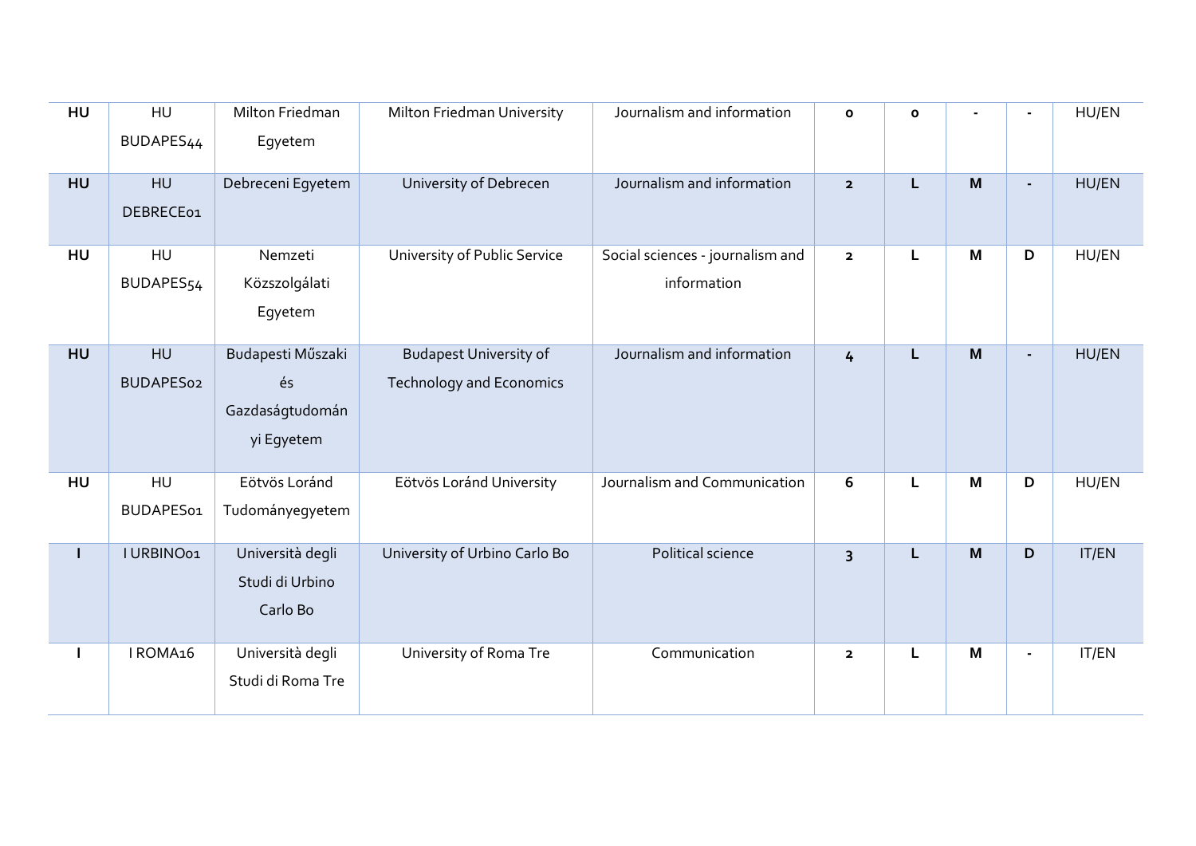| HU | HU BUDAPES44 | Milton Friedman Egyetem | Milton Friedman University | Journalism and information | 0 | 0 | - | - | HU/EN |
|---|---|---|---|---|---|---|---|---|---|
| HU | HU DEBRECE01 | Debreceni Egyetem | University of Debrecen | Journalism and information | 2 | L | M | - | HU/EN |
| HU | HU BUDAPES54 | Nemzeti Közszolgálati Egyetem | University of Public Service | Social sciences - journalism and information | 2 | L | M | D | HU/EN |
| HU | HU BUDAPES02 | Budapesti Műszaki és Gazdaságtudományi Egyetem | Budapest University of Technology and Economics | Journalism and information | 4 | L | M | - | HU/EN |
| HU | HU BUDAPES01 | Eötvös Loránd Tudományegyetem | Eötvös Loránd University | Journalism and Communication | 6 | L | M | D | HU/EN |
| I | I URBINO01 | Università degli Studi di Urbino Carlo Bo | University of Urbino Carlo Bo | Political science | 3 | L | M | D | IT/EN |
| I | I ROMA16 | Università degli Studi di Roma Tre | University of Roma Tre | Communication | 2 | L | M | - | IT/EN |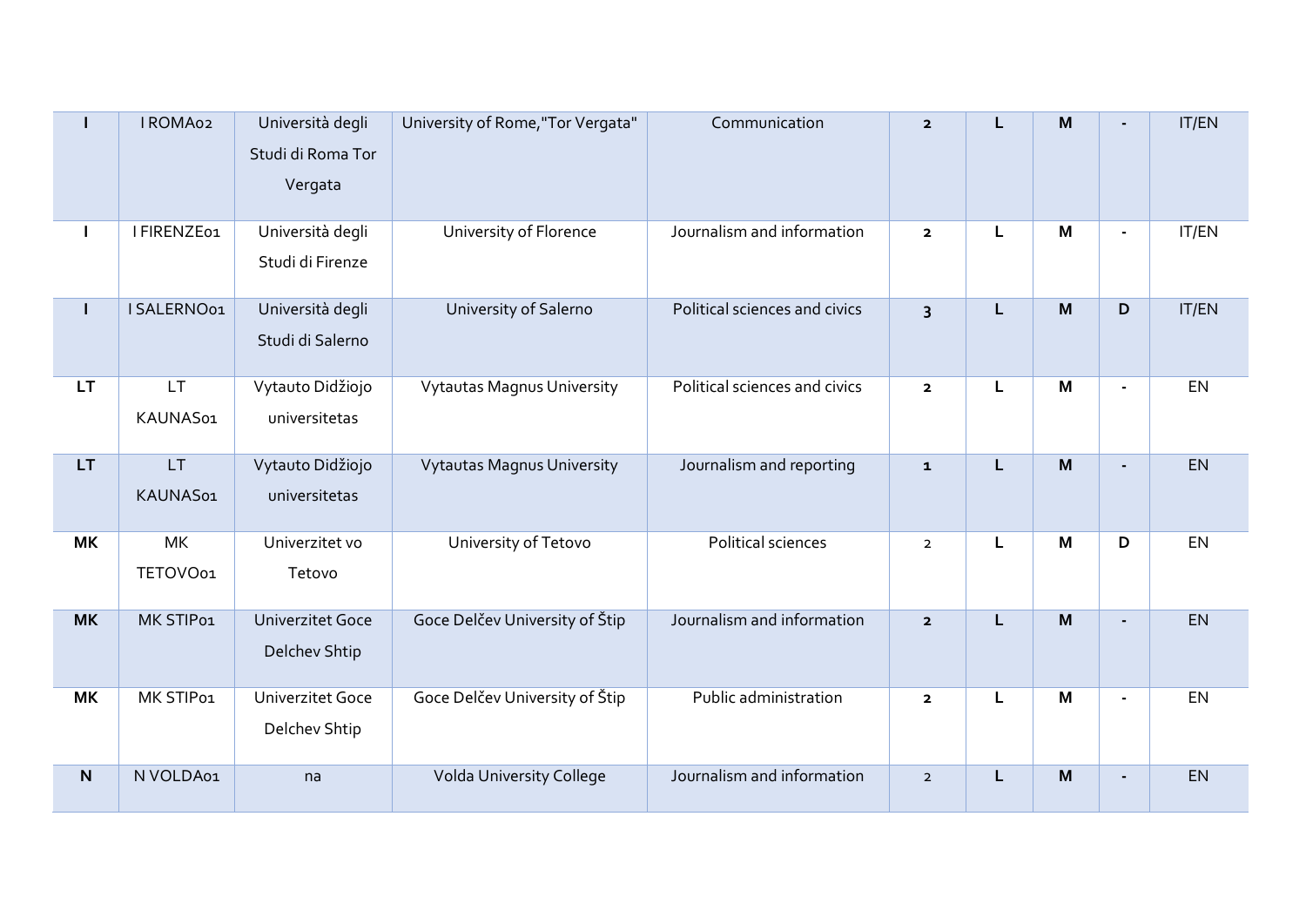| I | I ROMA02 | Università degli Studi di Roma Tor Vergata | University of Rome,"Tor Vergata" | Communication | 2 | L | M | - | IT/EN |
|---|---|---|---|---|---|---|---|---|---|
| I | I FIRENZE01 | Università degli Studi di Firenze | University of Florence | Journalism and information | 2 | L | M | - | IT/EN |
| I | I SALERNO01 | Università degli Studi di Salerno | University of Salerno | Political sciences and civics | 3 | L | M | D | IT/EN |
| LT | LT KAUNAS01 | Vytauto Didžiojo universitetas | Vytautas Magnus University | Political sciences and civics | 2 | L | M | - | EN |
| LT | LT KAUNAS01 | Vytauto Didžiojo universitetas | Vytautas Magnus University | Journalism and reporting | 1 | L | M | - | EN |
| MK | MK TETOVO01 | Univerzitet vo Tetovo | University of Tetovo | Political sciences | 2 | L | M | D | EN |
| MK | MK STIP01 | Univerzitet Goce Delchev Shtip | Goce Delčev University of Štip | Journalism and information | 2 | L | M | - | EN |
| MK | MK STIP01 | Univerzitet Goce Delchev Shtip | Goce Delčev University of Štip | Public administration | 2 | L | M | - | EN |
| N | N VOLDA01 | na | Volda University College | Journalism and information | 2 | L | M | - | EN |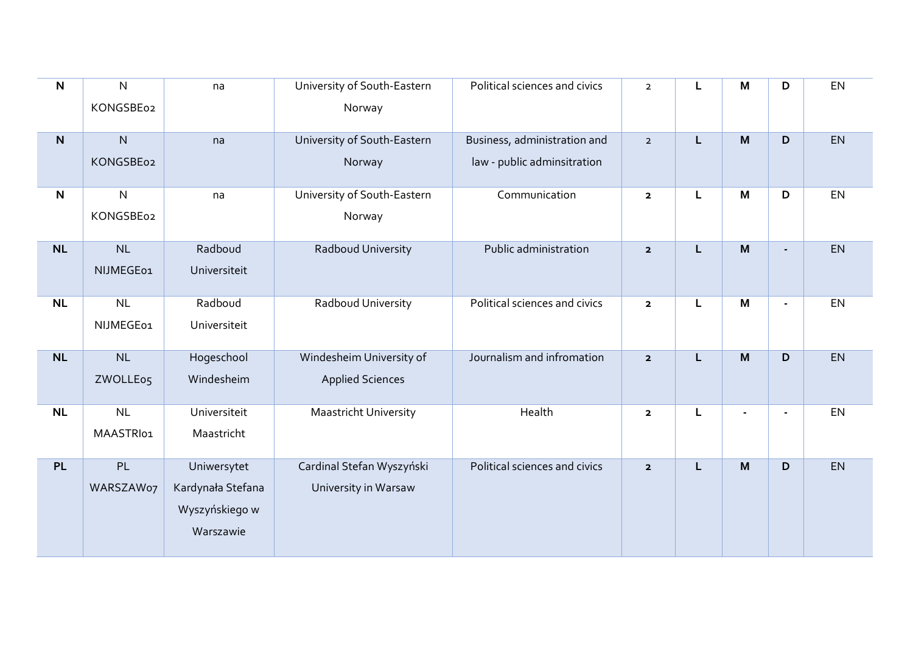| N | N KONGSBE02 | na | University of South-Eastern Norway | Political sciences and civics | 2 | L | M | D | EN |
|---|---|---|---|---|---|---|---|---|---|
| N | N KONGSBE02 | na | University of South-Eastern Norway | Business, administration and law - public adminsitration | 2 | L | M | D | EN |
| N | N KONGSBE02 | na | University of South-Eastern Norway | Communication | 2 | L | M | D | EN |
| NL | NL NIJMEGE01 | Radboud Universiteit | Radboud University | Public administration | 2 | L | M | - | EN |
| NL | NL NIJMEGE01 | Radboud Universiteit | Radboud University | Political sciences and civics | 2 | L | M | - | EN |
| NL | NL ZWOLLE05 | Hogeschool Windesheim | Windesheim University of Applied Sciences | Journalism and infromation | 2 | L | M | D | EN |
| NL | NL MAASTRI01 | Universiteit Maastricht | Maastricht University | Health | 2 | L | - | - | EN |
| PL | PL WARSZAW07 | Uniwersytet Kardynała Stefana Wyszyńskiego w Warszawie | Cardinal Stefan Wyszyński University in Warsaw | Political sciences and civics | 2 | L | M | D | EN |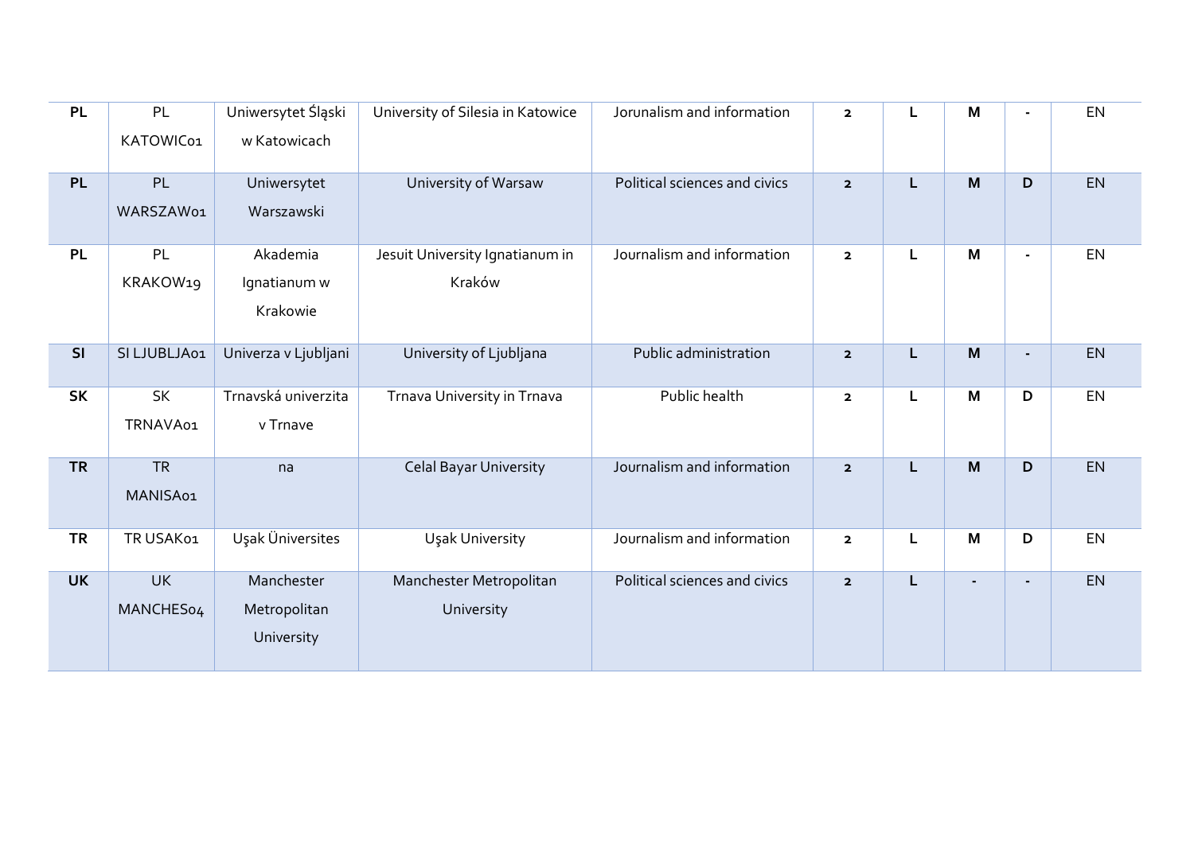| | | | | | | | | | |
|---|---|---|---|---|---|---|---|---|---|
| **PL** | PL KATOWIC01 | Uniwersytet Śląski w Katowicach | University of Silesia in Katowice | Jorunalism and information | **2** | **L** | **M** | **-** | EN |
| **PL** | PL WARSZAW01 | Uniwersytet Warszawski | University of Warsaw | Political sciences and civics | **2** | **L** | **M** | **D** | EN |
| **PL** | PL KRAKOW19 | Akademia Ignatianum w Krakowie | Jesuit University Ignatianum in Kraków | Journalism and information | **2** | **L** | **M** | **-** | EN |
| **SI** | SI LJUBLJA01 | Univerza v Ljubljani | University of Ljubljana | Public administration | **2** | **L** | **M** | **-** | EN |
| **SK** | SK TRNAVA01 | Trnavská univerzita v Trnave | Trnava University in Trnava | Public health | **2** | **L** | **M** | **D** | EN |
| **TR** | TR MANISA01 | na | Celal Bayar University | Journalism and information | **2** | **L** | **M** | **D** | EN |
| **TR** | TR USAK01 | Uşak Üniversites | Uşak University | Journalism and information | **2** | **L** | **M** | **D** | EN |
| **UK** | UK MANCHES04 | Manchester Metropolitan University | Manchester Metropolitan University | Political sciences and civics | **2** | **L** | **-** | **-** | EN |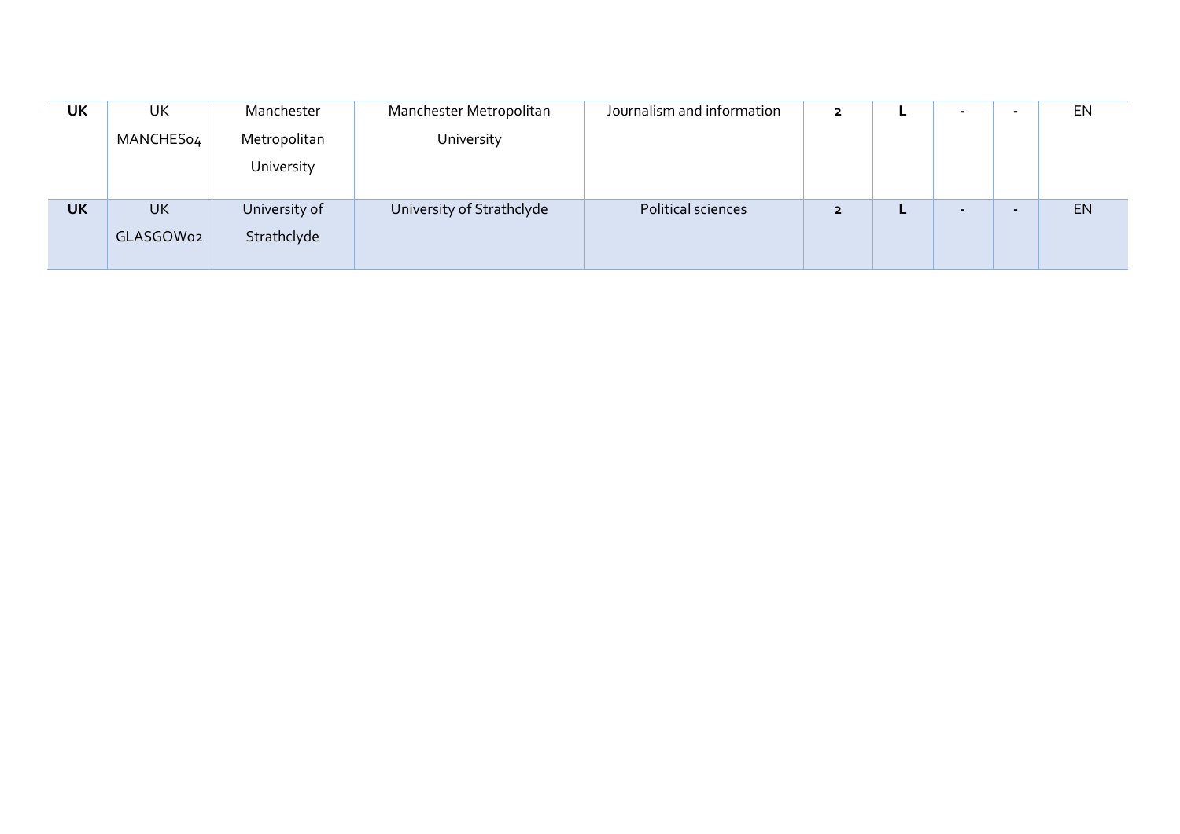| | | | | | | | | | |
|---|---|---|---|---|---|---|---|---|---|
| **UK** | UK MANCHES04 | Manchester Metropolitan University | Manchester Metropolitan University | Journalism and information | **2** | **L** | **-** | **-** | EN |
| **UK** | UK GLASGOW02 | University of Strathclyde | University of Strathclyde | Political sciences | **2** | **L** | **-** | **-** | EN |